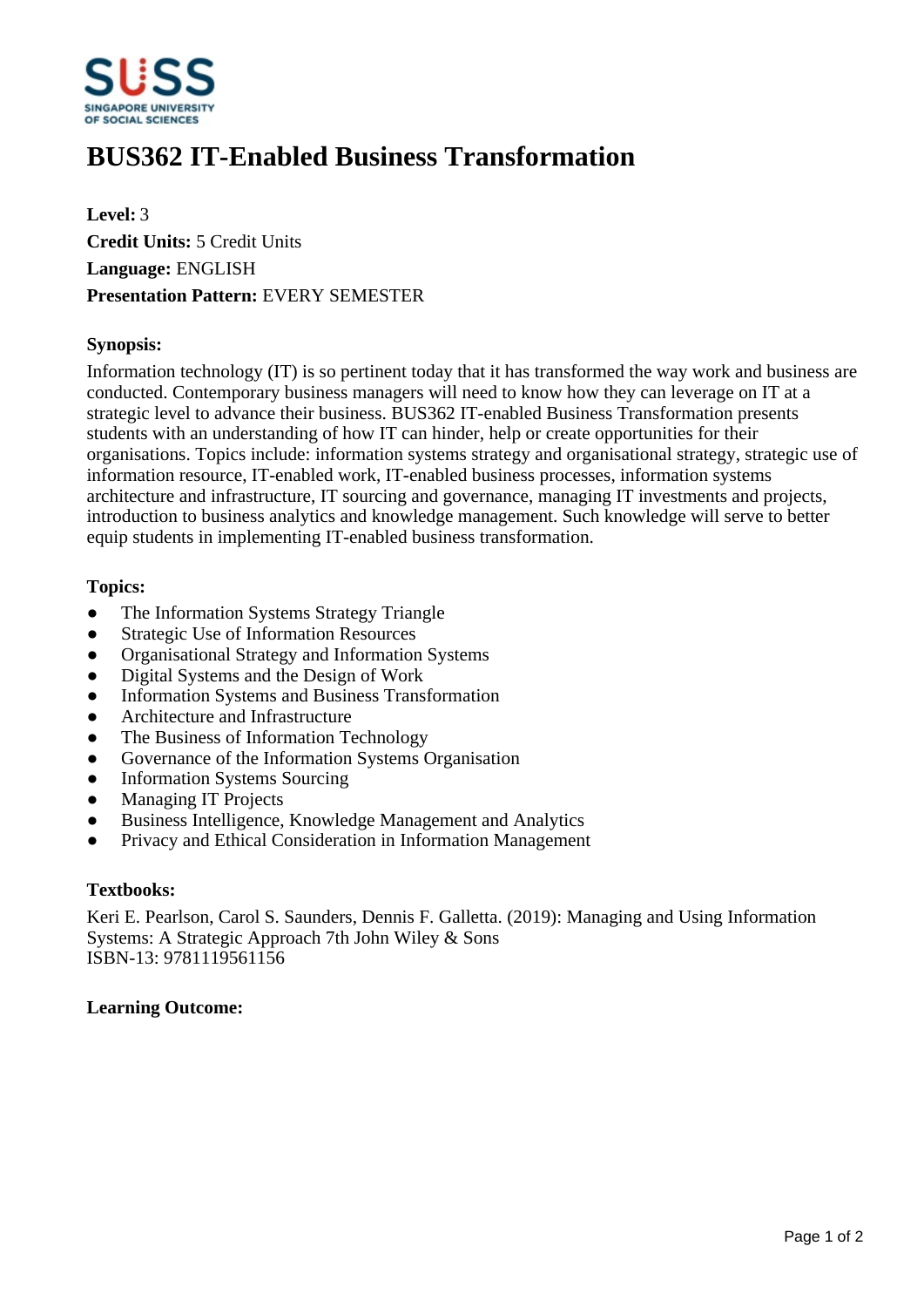# BUS362 IT-Enabled Business Transformation

**Level:** 3
**Credit Units:** 5 Credit Units
**Language:** ENGLISH
**Presentation Pattern:** EVERY SEMESTER

**Synopsis:**

Information technology (IT) is so pertinent today that it has transformed the way work and business are conducted. Contemporary business managers will need to know how they can leverage on IT at a strategic level to advance their business. BUS362 IT-enabled Business Transformation presents students with an understanding of how IT can hinder, help or create opportunities for their organisations. Topics include: information systems strategy and organisational strategy, strategic use of information resource, IT-enabled work, IT-enabled business processes, information systems architecture and infrastructure, IT sourcing and governance, managing IT investments and projects, introduction to business analytics and knowledge management. Such knowledge will serve to better equip students in implementing IT-enabled business transformation.

**Topics:**

- The Information Systems Strategy Triangle
- Strategic Use of Information Resources
- Organisational Strategy and Information Systems
- Digital Systems and the Design of Work
- Information Systems and Business Transformation
- Architecture and Infrastructure
- The Business of Information Technology
- Governance of the Information Systems Organisation
- Information Systems Sourcing
- Managing IT Projects
- Business Intelligence, Knowledge Management and Analytics
- Privacy and Ethical Consideration in Information Management

**Textbooks:**

Keri E. Pearlson, Carol S. Saunders, Dennis F. Galletta. (2019): Managing and Using Information Systems: A Strategic Approach 7th John Wiley & Sons
ISBN-13: 9781119561156

**Learning Outcome:**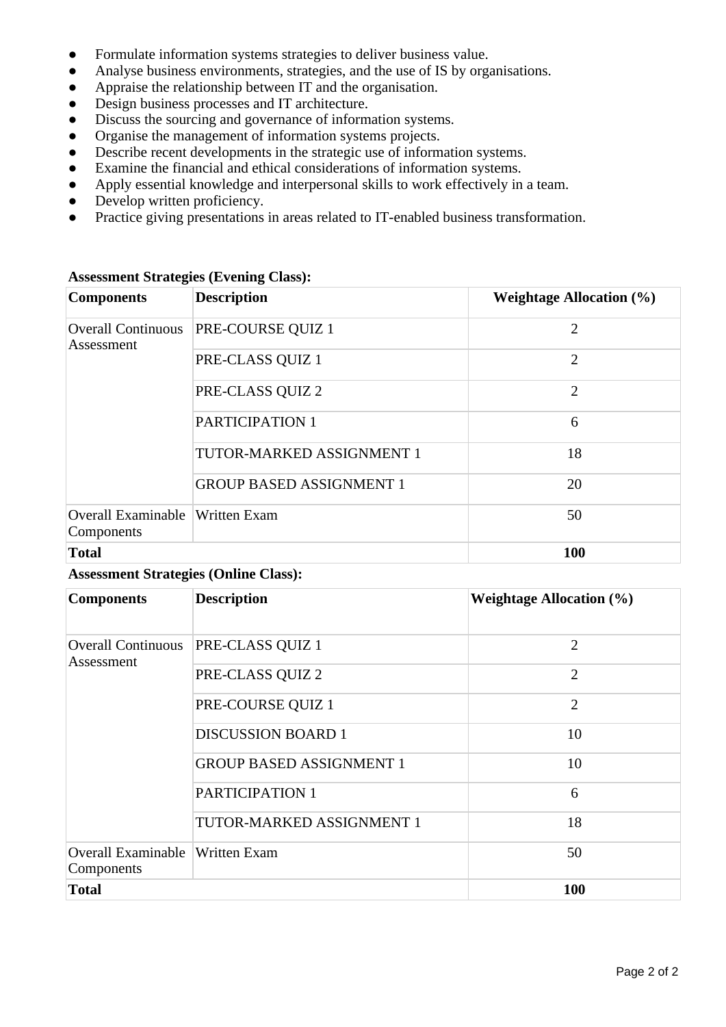- Formulate information systems strategies to deliver business value.
- Analyse business environments, strategies, and the use of IS by organisations.
- Appraise the relationship between IT and the organisation.
- Design business processes and IT architecture.
- Discuss the sourcing and governance of information systems.
- Organise the management of information systems projects.
- Describe recent developments in the strategic use of information systems.
- Examine the financial and ethical considerations of information systems.
- Apply essential knowledge and interpersonal skills to work effectively in a team.
- Develop written proficiency.
- Practice giving presentations in areas related to IT-enabled business transformation.

**Assessment Strategies (Evening Class):**

| Components | Description | Weightage Allocation (%) |
|---|---|---|
| Overall Continuous Assessment | PRE-COURSE QUIZ 1 | 2 |
| | PRE-CLASS QUIZ 1 | 2 |
| | PRE-CLASS QUIZ 2 | 2 |
| | PARTICIPATION 1 | 6 |
| | TUTOR-MARKED ASSIGNMENT 1 | 18 |
| | GROUP BASED ASSIGNMENT 1 | 20 |
| Overall Examinable Components | Written Exam | 50 |
| **Total** | | **100** |

**Assessment Strategies (Online Class):**

| Components | Description | Weightage Allocation (%) |
|---|---|---|
| Overall Continuous Assessment | PRE-CLASS QUIZ 1 | 2 |
| | PRE-CLASS QUIZ 2 | 2 |
| | PRE-COURSE QUIZ 1 | 2 |
| | DISCUSSION BOARD 1 | 10 |
| | GROUP BASED ASSIGNMENT 1 | 10 |
| | PARTICIPATION 1 | 6 |
| | TUTOR-MARKED ASSIGNMENT 1 | 18 |
| Overall Examinable Components | Written Exam | 50 |
| **Total** | | **100** |